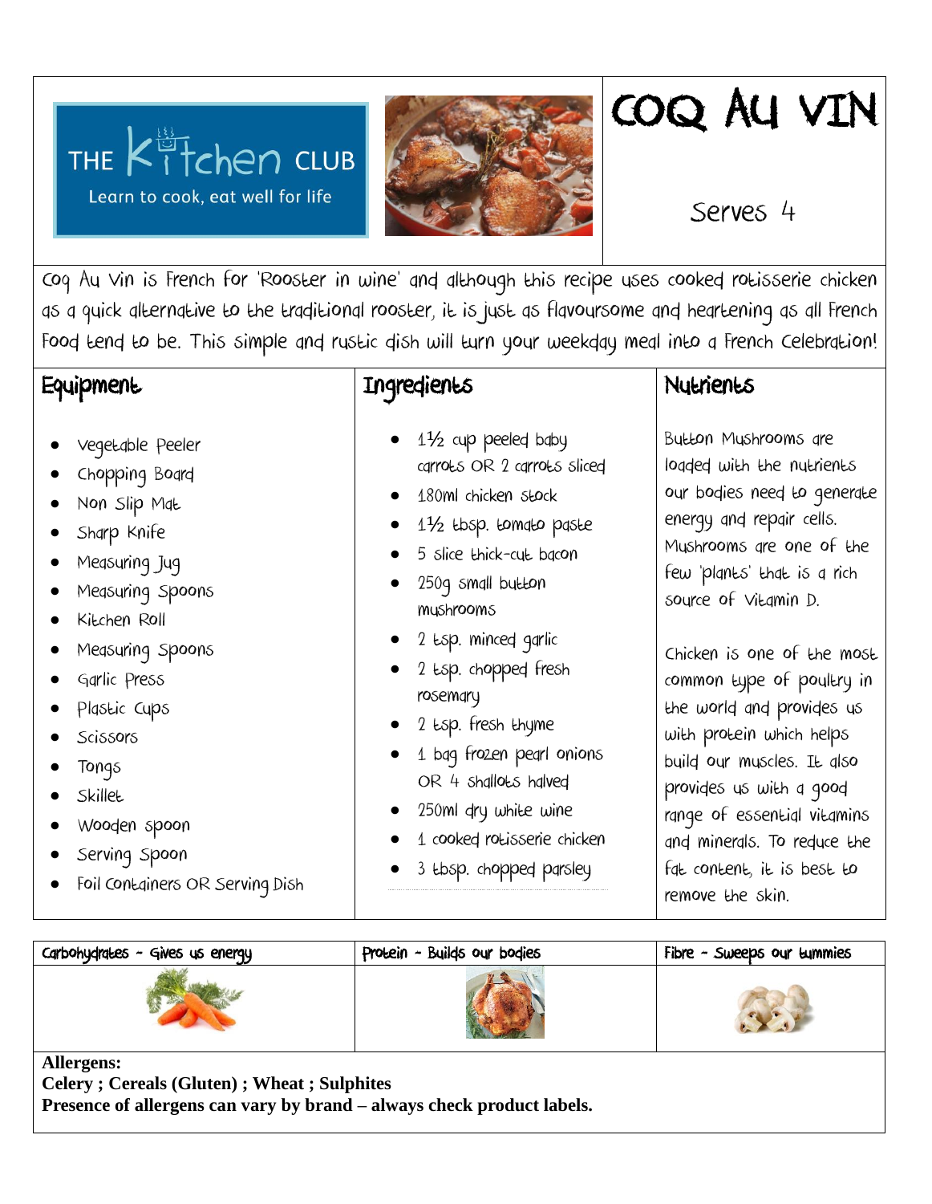THE Kitchen CLUB

Learn to cook, eat well for life

# COQ AU VIN

Serves 4

Coq Au Vin is French for 'Rooster in wine' and although this recipe uses cooked rotisserie chicken as a quick alternative to the traditional rooster, it is just as flavoursome and heartening as all French food tend to be. This simple and rustic dish will turn your weekday meal into a French celebration!

## Equipment

- Vegetable Peeler
- Chopping Board
- Non Slip Mat
- Sharp Knife
- Measuring Jug
- Measuring Spoons
- Kitchen Roll
- Measuring Spoons
- Garlic Press
- Plastic Cups
- Scissors
- Tongs
- Skillet
- Wooden spoon
- Serving Spoon
- Foil Containers OR Serving Dish

## Ingredients

- 1½ cup peeled baby carrots OR 2 carrots sliced
- 180ml chicken stock
- 1½ tbsp. tomato paste
- 5 slice thick-cut bacon
- 250g small button mushrooms
- 2 tsp. minced garlic
- 2 tsp. chopped fresh rosemary
- 2 tsp. fresh thyme
- 1 bag frozen pearl onions OR 4 shallots halved
- 250ml dry white wine
- 1 cooked rotisserie chicken
- 3 tbsp. chopped parsley

## Nutrients

Button Mushrooms are loaded with the nutrients our bodies need to generate energy and repair cells. Mushrooms are one of the few 'plants' that is a rich source of Vitamin D.

Chicken is one of the most common type of poultry in the world and provides us with protein which helps build our muscles. It also provides us with a good range of essential vitamins and minerals. To reduce the fat content, it is best to remove the skin.

| Carbohydrates - Gives us energy | Protein - Builds our bodies | Fibre - Sweeps our tummies |
| --- | --- | --- |

**Allergens:**
**Celery ; Cereals (Gluten) ; Wheat ; Sulphites**
**Presence of allergens can vary by brand – always check product labels.**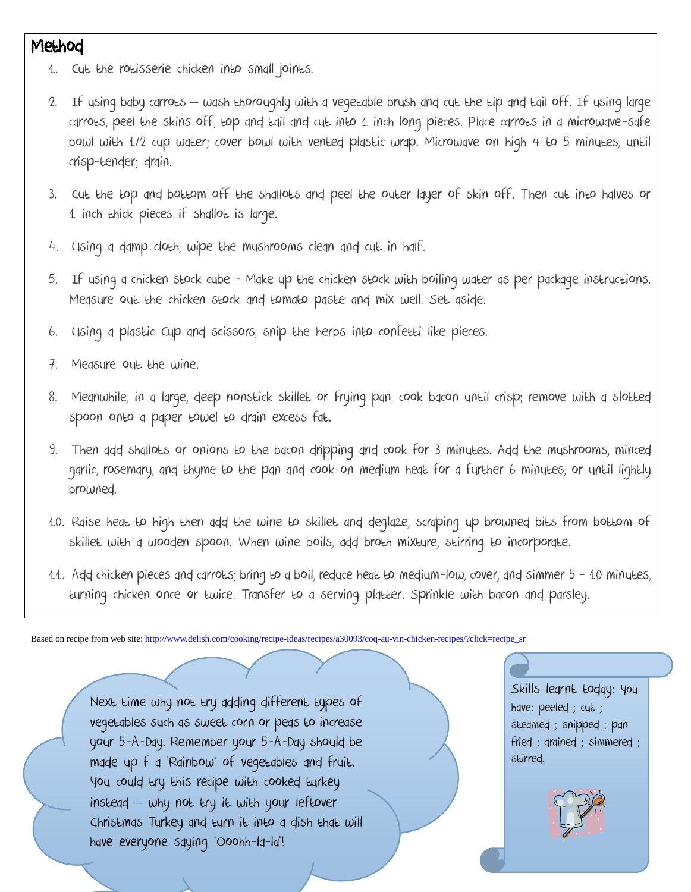## Method

1. Cut the rotisserie chicken into small joints.
2. If using baby carrots – wash thoroughly with a vegetable brush and cut the tip and tail off. If using large carrots, peel the skins off, top and tail and cut into 1 inch long pieces. Place carrots in a microwave-safe bowl with 1/2 cup water; cover bowl with vented plastic wrap. Microwave on high 4 to 5 minutes, until crisp-tender; drain.
3. Cut the top and bottom off the shallots and peel the outer layer of skin off. Then cut into halves or 1 inch thick pieces if shallot is large.
4. Using a damp cloth, wipe the mushrooms clean and cut in half.
5. If using a chicken stock cube - Make up the chicken stock with boiling water as per package instructions. Measure out the chicken stock and tomato paste and mix well. Set aside.
6. Using a plastic Cup and scissors, snip the herbs into confetti like pieces.
7. Measure out the wine.
8. Meanwhile, in a large, deep nonstick skillet or frying pan, cook bacon until crisp; remove with a slotted spoon onto a paper towel to drain excess fat.
9. Then add shallots or onions to the bacon dripping and cook for 3 minutes. Add the mushrooms, minced garlic, rosemary, and thyme to the pan and cook on medium heat for a further 6 minutes, or until lightly browned.
10. Raise heat to high then add the wine to skillet and deglaze, scraping up browned bits from bottom of skillet with a wooden spoon. When wine boils, add broth mixture, stirring to incorporate.
11. Add chicken pieces and carrots; bring to a boil, reduce heat to medium-low, cover, and simmer 5 - 10 minutes, turning chicken once or twice. Transfer to a serving platter. Sprinkle with bacon and parsley.

Based on recipe from web site: http://www.delish.com/cooking/recipe-ideas/recipes/a30093/coq-au-vin-chicken-recipes/?click=recipe_sr

Next time why not try adding different types of vegetables such as sweet corn or peas to increase your 5-A-Day. Remember your 5-A-Day should be made up f a 'Rainbow' of vegetables and fruit. You could try this recipe with cooked turkey instead – why not try it with your leftover Christmas Turkey and turn it into a dish that will have everyone saying 'Ooohh-la-la'!

Skills learnt today: You have: peeled ; cut ; steamed ; snipped ; pan fried ; drained ; simmered ; stirred.